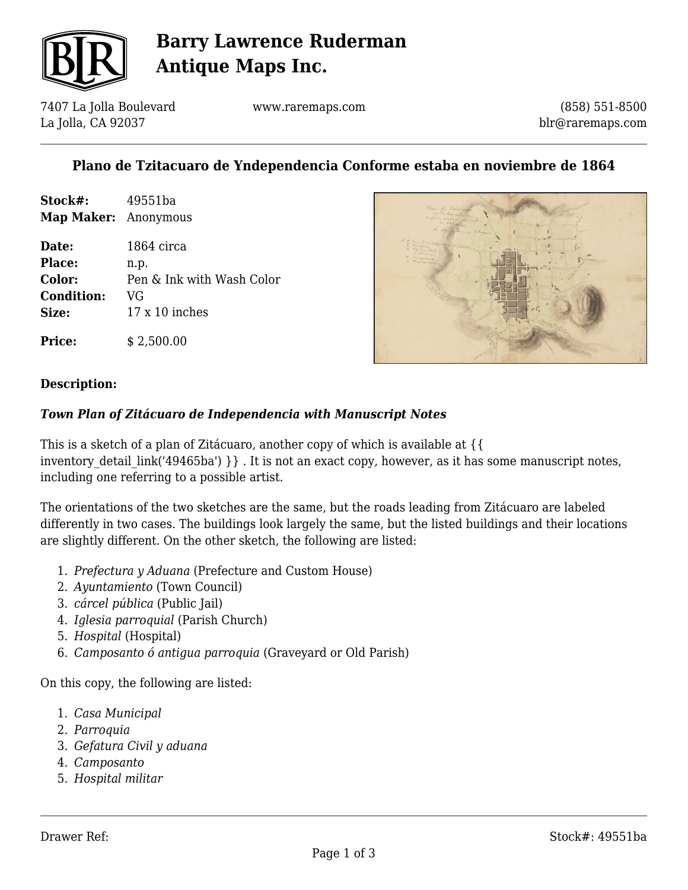# Barry Lawrence Ruderman Antique Maps Inc.

7407 La Jolla Boulevard
La Jolla, CA 92037

www.raremaps.com

(858) 551-8500
blr@raremaps.com

## Plano de Tzitacuaro de Yndependencia Conforme estaba en noviembre de 1864

**Stock#:** 49551ba
**Map Maker:** Anonymous

**Date:** 1864 circa
**Place:** n.p.
**Color:** Pen & Ink with Wash Color
**Condition:** VG
**Size:** 17 x 10 inches

**Price:** $ 2,500.00

### Description:

***Town Plan of Zitácuaro de Independencia with Manuscript Notes***

This is a sketch of a plan of Zitácuaro, another copy of which is available at {{ inventory_detail_link('49465ba') }} . It is not an exact copy, however, as it has some manuscript notes, including one referring to a possible artist.

The orientations of the two sketches are the same, but the roads leading from Zitácuaro are labeled differently in two cases. The buildings look largely the same, but the listed buildings and their locations are slightly different. On the other sketch, the following are listed:

1. *Prefectura y Aduana* (Prefecture and Custom House)
2. *Ayuntamiento* (Town Council)
3. *cárcel pública* (Public Jail)
4. *Iglesia parroquial* (Parish Church)
5. *Hospital* (Hospital)
6. *Camposanto ó antigua parroquia* (Graveyard or Old Parish)

On this copy, the following are listed:

1. *Casa Municipal*
2. *Parroquia*
3. *Gefatura Civil y aduana*
4. *Camposanto*
5. *Hospital militar*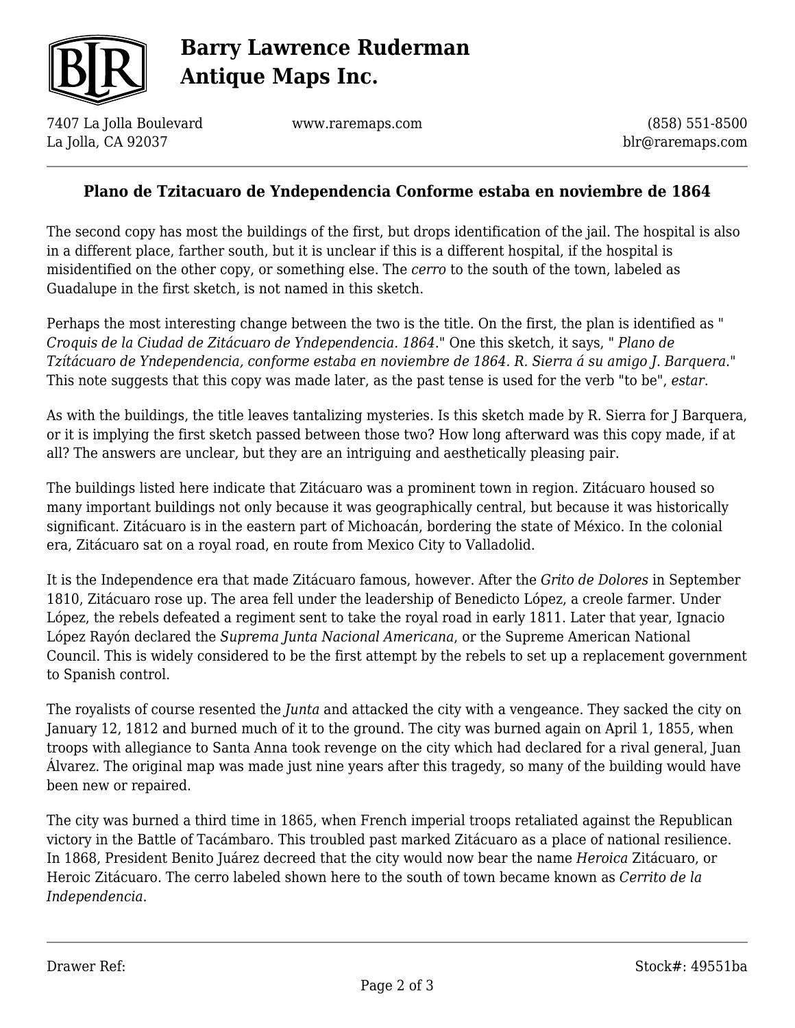## Plano de Tzitacuaro de Yndependencia Conforme estaba en noviembre de 1864

The second copy has most the buildings of the first, but drops identification of the jail. The hospital is also in a different place, farther south, but it is unclear if this is a different hospital, if the hospital is misidentified on the other copy, or something else. The *cerro* to the south of the town, labeled as Guadalupe in the first sketch, is not named in this sketch.

Perhaps the most interesting change between the two is the title. On the first, the plan is identified as " *Croquis de la Ciudad de Zitácuaro de Yndependencia. 1864*." One this sketch, it says, " *Plano de Tzítácuaro de Yndependencia, conforme estaba en noviembre de 1864. R. Sierra á su amigo J. Barquera*." This note suggests that this copy was made later, as the past tense is used for the verb "to be", *estar*.

As with the buildings, the title leaves tantalizing mysteries. Is this sketch made by R. Sierra for J Barquera, or it is implying the first sketch passed between those two? How long afterward was this copy made, if at all? The answers are unclear, but they are an intriguing and aesthetically pleasing pair.

The buildings listed here indicate that Zitácuaro was a prominent town in region. Zitácuaro housed so many important buildings not only because it was geographically central, but because it was historically significant. Zitácuaro is in the eastern part of Michoacán, bordering the state of México. In the colonial era, Zitácuaro sat on a royal road, en route from Mexico City to Valladolid.

It is the Independence era that made Zitácuaro famous, however. After the *Grito de Dolores* in September 1810, Zitácuaro rose up. The area fell under the leadership of Benedicto López, a creole farmer. Under López, the rebels defeated a regiment sent to take the royal road in early 1811. Later that year, Ignacio López Rayón declared the *Suprema Junta Nacional Americana*, or the Supreme American National Council. This is widely considered to be the first attempt by the rebels to set up a replacement government to Spanish control.

The royalists of course resented the *Junta* and attacked the city with a vengeance. They sacked the city on January 12, 1812 and burned much of it to the ground. The city was burned again on April 1, 1855, when troops with allegiance to Santa Anna took revenge on the city which had declared for a rival general, Juan Álvarez. The original map was made just nine years after this tragedy, so many of the building would have been new or repaired.

The city was burned a third time in 1865, when French imperial troops retaliated against the Republican victory in the Battle of Tacámbaro. This troubled past marked Zitácuaro as a place of national resilience. In 1868, President Benito Juárez decreed that the city would now bear the name *Heroica* Zitácuaro, or Heroic Zitácuaro. The cerro labeled shown here to the south of town became known as *Cerrito de la Independencia*.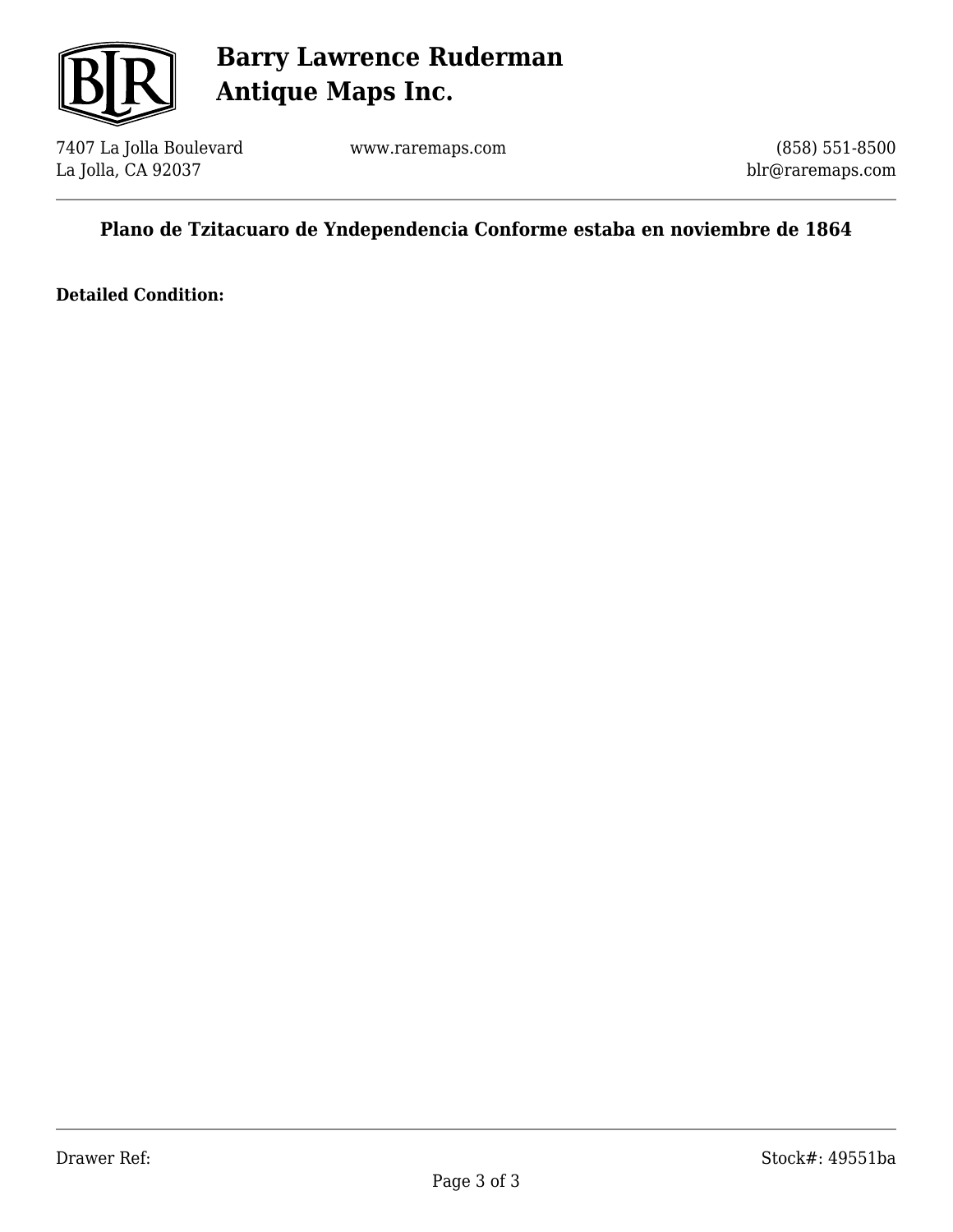**Detailed Condition:**